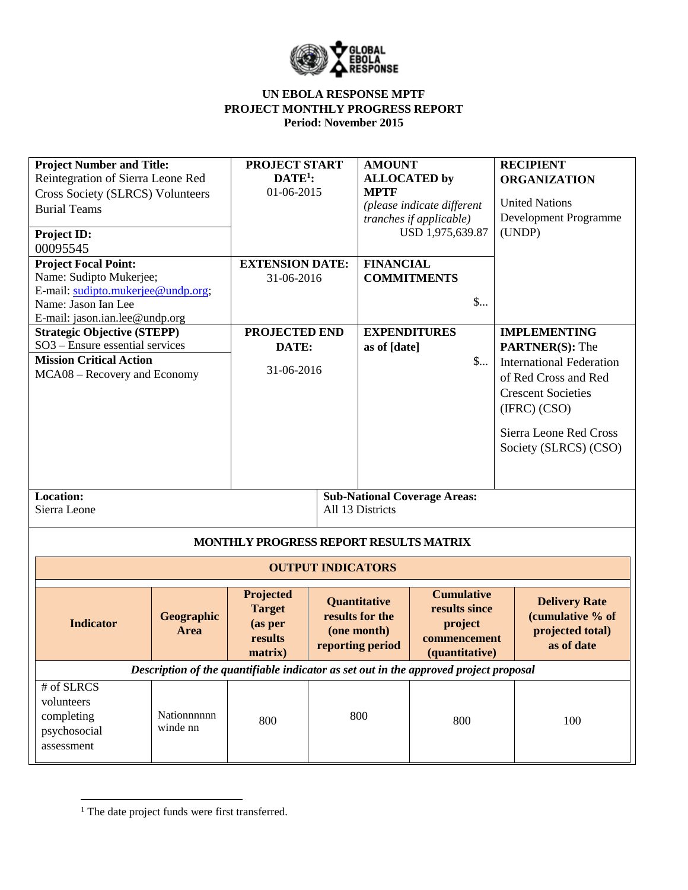**UN EBOLA RESPONSE MPTF**
**PROJECT MONTHLY PROGRESS REPORT**
**Period: November 2015**

| **Project Number and Title:** Reintegration of Sierra Leone Red Cross Society (SLRCS) Volunteers Burial Teams<br><br>**Project ID:** 00095545 | **PROJECT START DATE[1]:** 01-06-2015 | **AMOUNT ALLOCATED by MPTF** *(please indicate different tranches if applicable)* USD 1,975,639.87 | **RECIPIENT ORGANIZATION** United Nations Development Programme (UNDP) |
|---|---|---|---|
| **Project Focal Point:** Name: Sudipto Mukerjee; E-mail: sudipto.mukerjee@undp.org; Name: Jason Ian Lee E-mail: jason.ian.lee@undp.org | **EXTENSION DATE:** 31-06-2016 | **FINANCIAL COMMITMENTS** $... | |
| **Strategic Objective (STEPP)** SO3 – Ensure essential services<br><br>**Mission Critical Action** MCA08 – Recovery and Economy | **PROJECTED END DATE:** 31-06-2016 | **EXPENDITURES as of [date]** $... | **IMPLEMENTING PARTNER(S):** The International Federation of Red Cross and Red Crescent Societies (IFRC) (CSO)<br><br>Sierra Leone Red Cross Society (SLRCS) (CSO) |
| **Location:** Sierra Leone | **Sub-National Coverage Areas:** All 13 Districts | | |

**MONTHLY PROGRESS REPORT RESULTS MATRIX**

| **OUTPUT INDICATORS** | | | | | |
|---|---|---|---|---|---|
| **Indicator** | **Geographic Area** | **Projected Target (as per results matrix)** | **Quantitative results for the (one month) reporting period** | **Cumulative results since project commencement (quantitative)** | **Delivery Rate (cumulative % of projected total) as of date** |
| ***Description of the quantifiable indicator as set out in the approved project proposal*** | | | | | |
| # of SLRCS volunteers completing psychosocial assessment | Nationnnnnn winde nn | 800 | 800 | 800 | 100 |

[1] The date project funds were first transferred.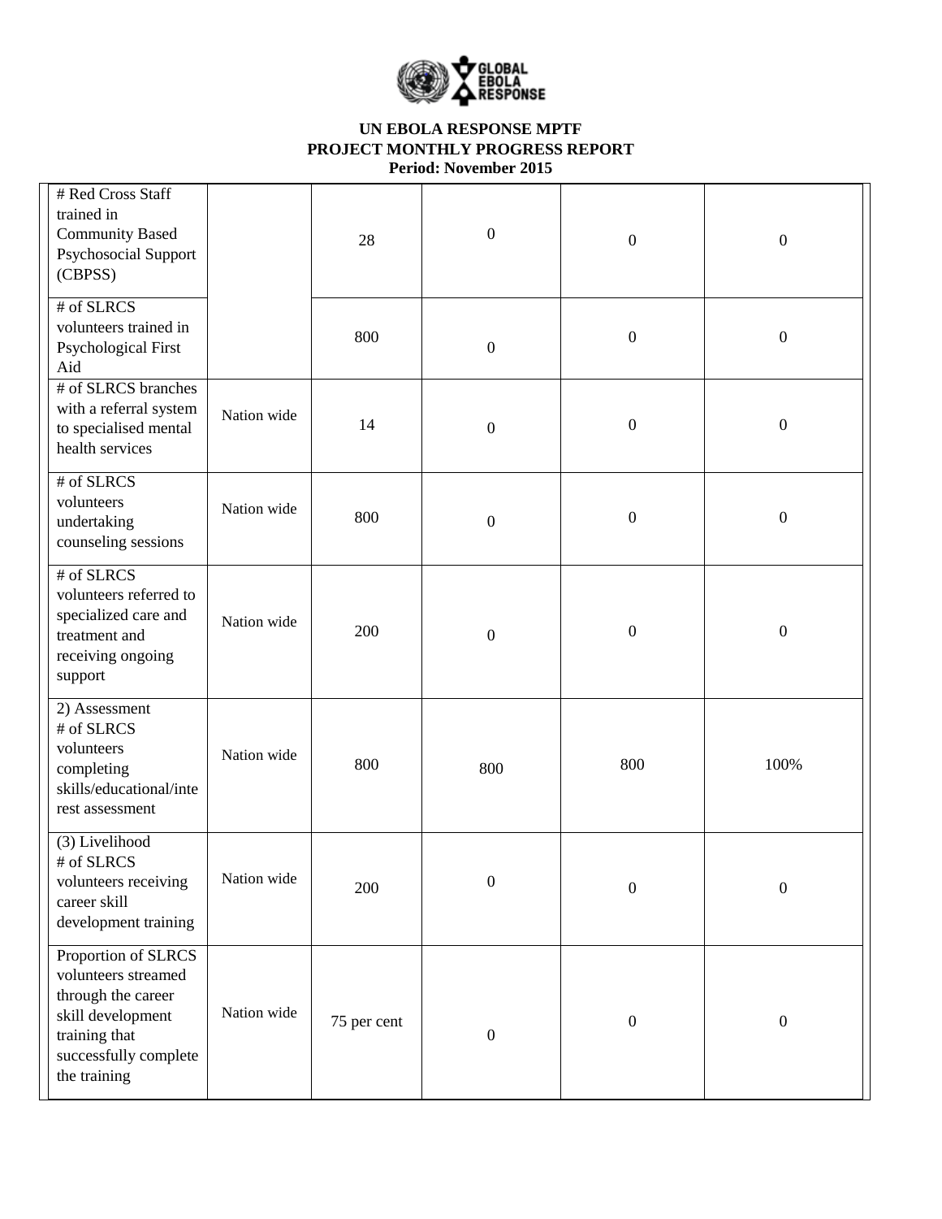**UN EBOLA RESPONSE MPTF**
**PROJECT MONTHLY PROGRESS REPORT**
**Period: November 2015**

| | | | | | |
|---|---|---|---|---|---|
| # Red Cross Staff trained in Community Based Psychosocial Support (CBPSS) | | 28 | 0 | 0 | 0 |
| # of SLRCS volunteers trained in Psychological First Aid | | 800 | 0 | 0 | 0 |
| # of SLRCS branches with a referral system to specialised mental health services | Nation wide | 14 | 0 | 0 | 0 |
| # of SLRCS volunteers undertaking counseling sessions | Nation wide | 800 | 0 | 0 | 0 |
| # of SLRCS volunteers referred to specialized care and treatment and receiving ongoing support | Nation wide | 200 | 0 | 0 | 0 |
| 2) Assessment # of SLRCS volunteers completing skills/educational/interest assessment | Nation wide | 800 | 800 | 800 | 100% |
| (3) Livelihood # of SLRCS volunteers receiving career skill development training | Nation wide | 200 | 0 | 0 | 0 |
| Proportion of SLRCS volunteers streamed through the career skill development training that successfully complete the training | Nation wide | 75 per cent | 0 | 0 | 0 |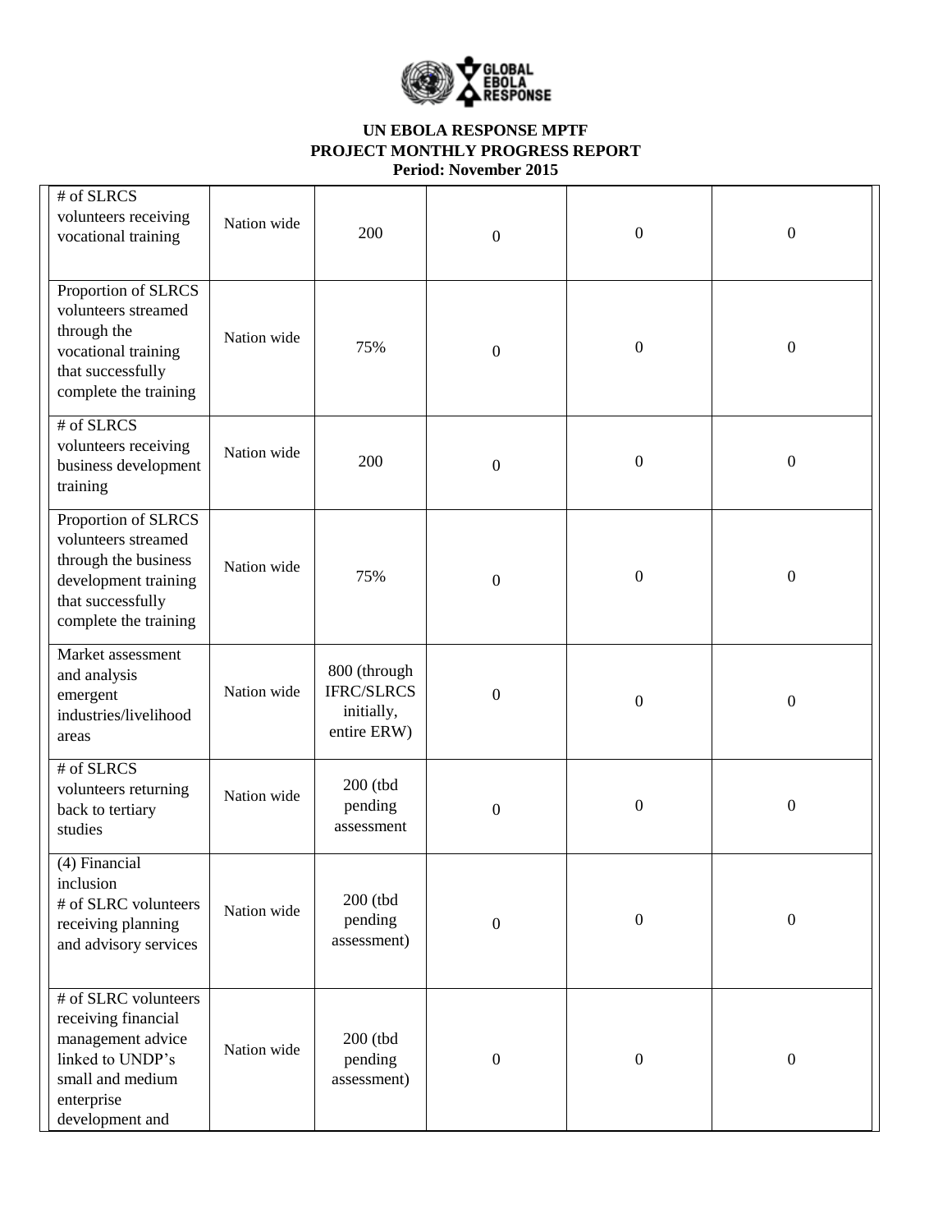| # of SLRCS volunteers receiving vocational training | Nation wide | 200 | 0 | 0 | 0 |
|---|---|---|---|---|---|
| Proportion of SLRCS volunteers streamed through the vocational training that successfully complete the training | Nation wide | 75% | 0 | 0 | 0 |
| # of SLRCS volunteers receiving business development training | Nation wide | 200 | 0 | 0 | 0 |
| Proportion of SLRCS volunteers streamed through the business development training that successfully complete the training | Nation wide | 75% | 0 | 0 | 0 |
| Market assessment and analysis emergent industries/livelihood areas | Nation wide | 800 (through IFRC/SLRCS initially, entire ERW) | 0 | 0 | 0 |
| # of SLRCS volunteers returning back to tertiary studies | Nation wide | 200 (tbd pending assessment | 0 | 0 | 0 |
| (4) Financial inclusion<br># of SLRC volunteers receiving planning and advisory services | Nation wide | 200 (tbd pending assessment) | 0 | 0 | 0 |
| # of SLRC volunteers receiving financial management advice linked to UNDP's small and medium enterprise development and | Nation wide | 200 (tbd pending assessment) | 0 | 0 | 0 |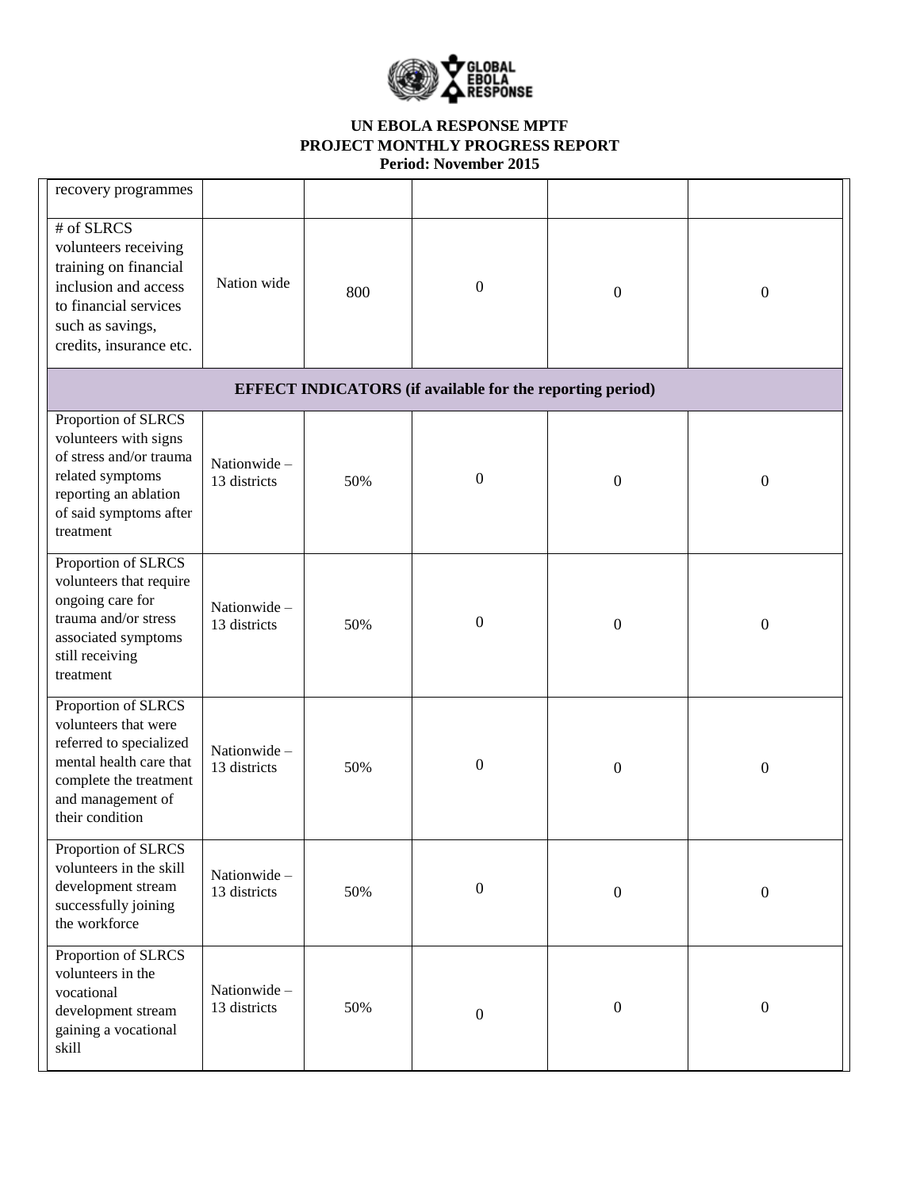**UN EBOLA RESPONSE MPTF**
**PROJECT MONTHLY PROGRESS REPORT**
**Period: November 2015**

| | | | | | |
|---|---|---|---|---|---|
| recovery programmes | | | | | |
| # of SLRCS volunteers receiving training on financial inclusion and access to financial services such as savings, credits, insurance etc. | Nation wide | 800 | 0 | 0 | 0 |
| **EFFECT INDICATORS (if available for the reporting period)** | | | | | |
| Proportion of SLRCS volunteers with signs of stress and/or trauma related symptoms reporting an ablation of said symptoms after treatment | Nationwide – 13 districts | 50% | 0 | 0 | 0 |
| Proportion of SLRCS volunteers that require ongoing care for trauma and/or stress associated symptoms still receiving treatment | Nationwide – 13 districts | 50% | 0 | 0 | 0 |
| Proportion of SLRCS volunteers that were referred to specialized mental health care that complete the treatment and management of their condition | Nationwide – 13 districts | 50% | 0 | 0 | 0 |
| Proportion of SLRCS volunteers in the skill development stream successfully joining the workforce | Nationwide – 13 districts | 50% | 0 | 0 | 0 |
| Proportion of SLRCS volunteers in the vocational development stream gaining a vocational skill | Nationwide – 13 districts | 50% | 0 | 0 | 0 |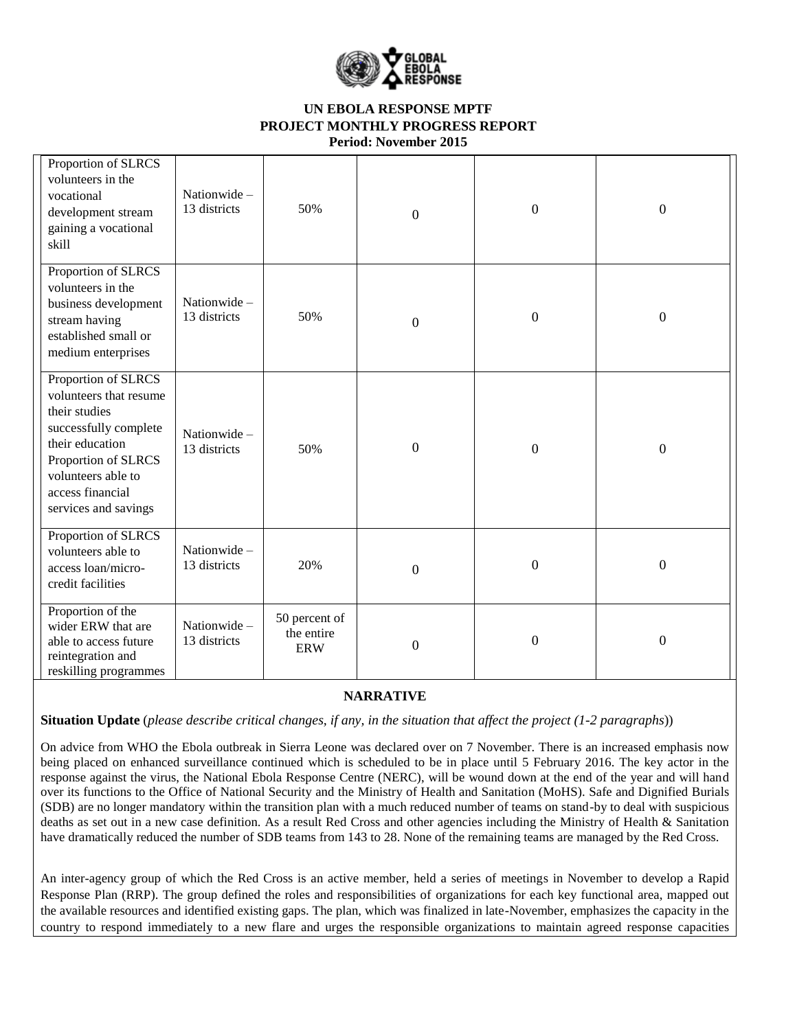**UN EBOLA RESPONSE MPTF**
**PROJECT MONTHLY PROGRESS REPORT**
**Period: November 2015**

| | | | | | |
|---|---|---|---|---|---|
| Proportion of SLRCS volunteers in the vocational development stream gaining a vocational skill | Nationwide – 13 districts | 50% | 0 | 0 | 0 |
| Proportion of SLRCS volunteers in the business development stream having established small or medium enterprises | Nationwide – 13 districts | 50% | 0 | 0 | 0 |
| Proportion of SLRCS volunteers that resume their studies successfully complete their education Proportion of SLRCS volunteers able to access financial services and savings | Nationwide – 13 districts | 50% | 0 | 0 | 0 |
| Proportion of SLRCS volunteers able to access loan/micro-credit facilities | Nationwide – 13 districts | 20% | 0 | 0 | 0 |
| Proportion of the wider ERW that are able to access future reintegration and reskilling programmes | Nationwide – 13 districts | 50 percent of the entire ERW | 0 | 0 | 0 |

## NARRATIVE

**Situation Update** (*please describe critical changes, if any, in the situation that affect the project (1-2 paragraphs)*)

On advice from WHO the Ebola outbreak in Sierra Leone was declared over on 7 November. There is an increased emphasis now being placed on enhanced surveillance continued which is scheduled to be in place until 5 February 2016. The key actor in the response against the virus, the National Ebola Response Centre (NERC), will be wound down at the end of the year and will hand over its functions to the Office of National Security and the Ministry of Health and Sanitation (MoHS). Safe and Dignified Burials (SDB) are no longer mandatory within the transition plan with a much reduced number of teams on stand-by to deal with suspicious deaths as set out in a new case definition. As a result Red Cross and other agencies including the Ministry of Health & Sanitation have dramatically reduced the number of SDB teams from 143 to 28. None of the remaining teams are managed by the Red Cross.

An inter-agency group of which the Red Cross is an active member, held a series of meetings in November to develop a Rapid Response Plan (RRP). The group defined the roles and responsibilities of organizations for each key functional area, mapped out the available resources and identified existing gaps. The plan, which was finalized in late-November, emphasizes the capacity in the country to respond immediately to a new flare and urges the responsible organizations to maintain agreed response capacities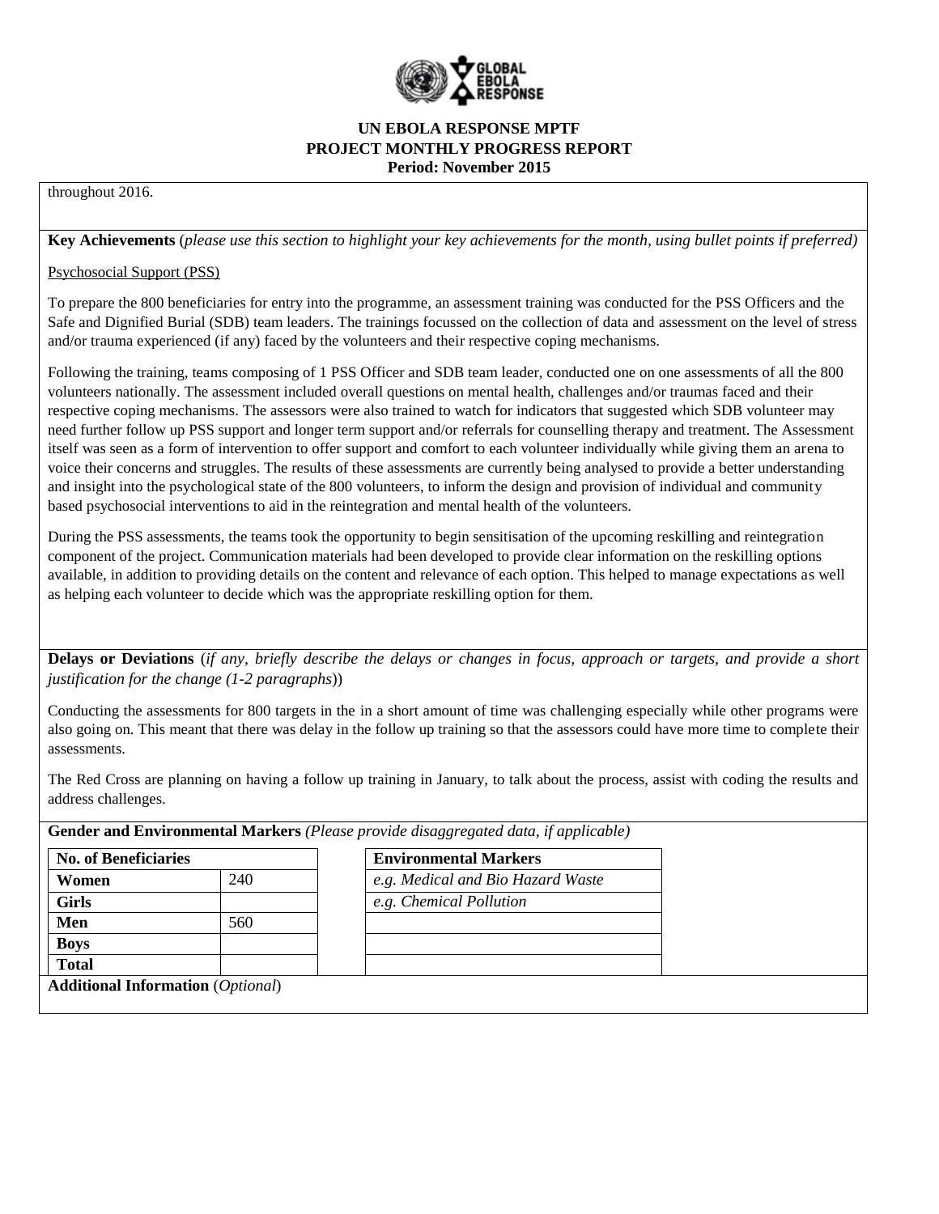throughout 2016.

**Key Achievements** (*please use this section to highlight your key achievements for the month, using bullet points if preferred)*

Psychosocial Support (PSS)

To prepare the 800 beneficiaries for entry into the programme, an assessment training was conducted for the PSS Officers and the Safe and Dignified Burial (SDB) team leaders. The trainings focussed on the collection of data and assessment on the level of stress and/or trauma experienced (if any) faced by the volunteers and their respective coping mechanisms.

Following the training, teams composing of 1 PSS Officer and SDB team leader, conducted one on one assessments of all the 800 volunteers nationally. The assessment included overall questions on mental health, challenges and/or traumas faced and their respective coping mechanisms. The assessors were also trained to watch for indicators that suggested which SDB volunteer may need further follow up PSS support and longer term support and/or referrals for counselling therapy and treatment. The Assessment itself was seen as a form of intervention to offer support and comfort to each volunteer individually while giving them an arena to voice their concerns and struggles. The results of these assessments are currently being analysed to provide a better understanding and insight into the psychological state of the 800 volunteers, to inform the design and provision of individual and community based psychosocial interventions to aid in the reintegration and mental health of the volunteers.

During the PSS assessments, the teams took the opportunity to begin sensitisation of the upcoming reskilling and reintegration component of the project. Communication materials had been developed to provide clear information on the reskilling options available, in addition to providing details on the content and relevance of each option. This helped to manage expectations as well as helping each volunteer to decide which was the appropriate reskilling option for them.

**Delays or Deviations** (*if any, briefly describe the delays or changes in focus, approach or targets, and provide a short justification for the change (1-2 paragraphs)*)

Conducting the assessments for 800 targets in the in a short amount of time was challenging especially while other programs were also going on. This meant that there was delay in the follow up training so that the assessors could have more time to complete their assessments.

The Red Cross are planning on having a follow up training in January, to talk about the process, assist with coding the results and address challenges.

**Gender and Environmental Markers** *(Please provide disaggregated data, if applicable)*

| **No. of Beneficiaries** | |
|---|---|
| **Women** | 240 |
| **Girls** | |
| **Men** | 560 |
| **Boys** | |
| **Total** | |

| **Environmental Markers** |
|---|
| *e.g. Medical and Bio Hazard Waste* |
| *e.g. Chemical Pollution* |
| |
| |
| |

**Additional Information** (*Optional*)